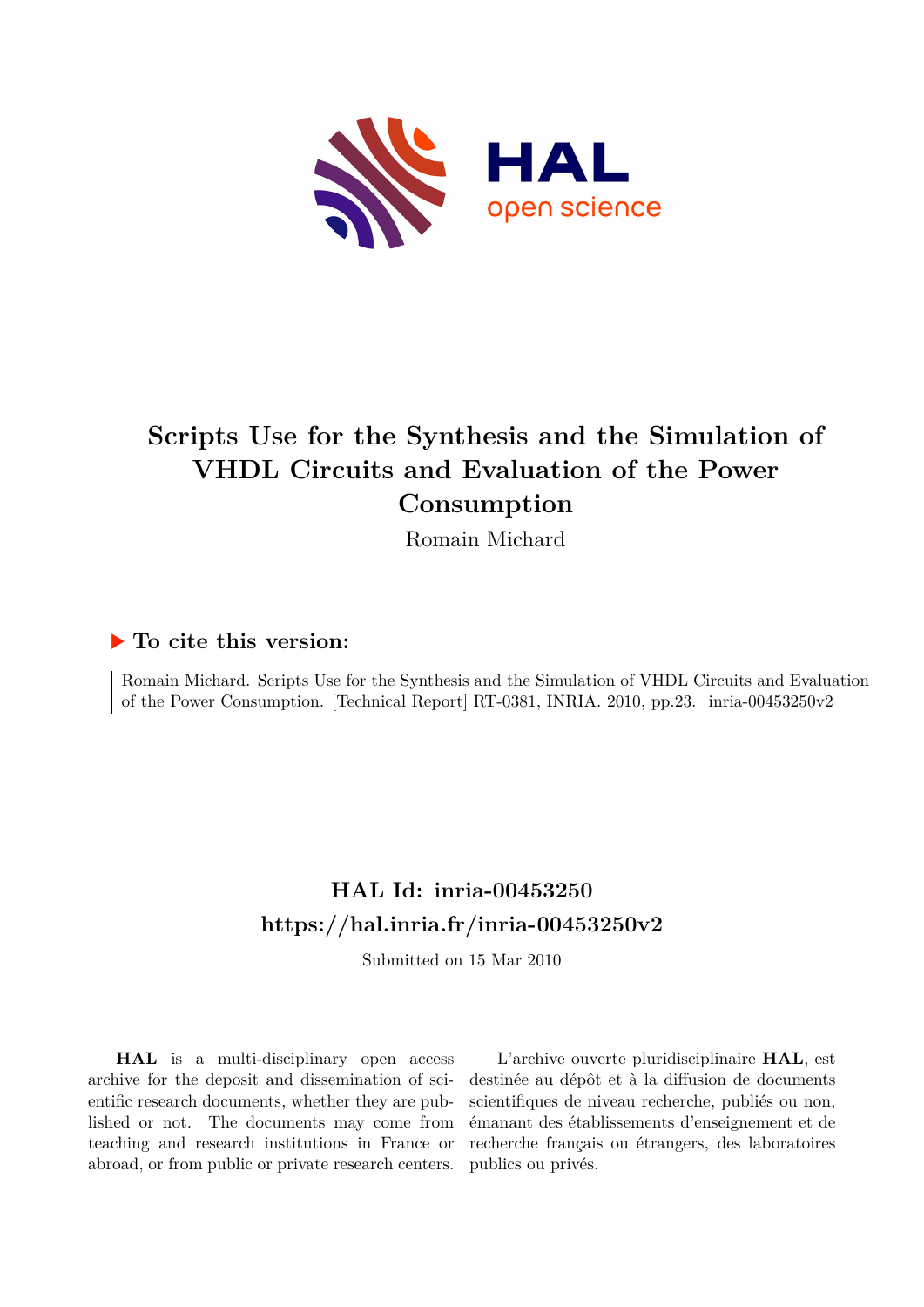# Scripts Use for the Synthesis and the Simulation of VHDL Circuits and Evaluation of the Power Consumption

Romain Michard

## ▶ To cite this version:

Romain Michard. Scripts Use for the Synthesis and the Simulation of VHDL Circuits and Evaluation of the Power Consumption. [Technical Report] RT-0381, INRIA. 2010, pp.23. inria-00453250v2

## HAL Id: inria-00453250
## https://hal.inria.fr/inria-00453250v2

Submitted on 15 Mar 2010

**HAL** is a multi-disciplinary open access archive for the deposit and dissemination of scientific research documents, whether they are published or not. The documents may come from teaching and research institutions in France or abroad, or from public or private research centers.

L'archive ouverte pluridisciplinaire **HAL**, est destinée au dépôt et à la diffusion de documents scientifiques de niveau recherche, publiés ou non, émanant des établissements d'enseignement et de recherche français ou étrangers, des laboratoires publics ou privés.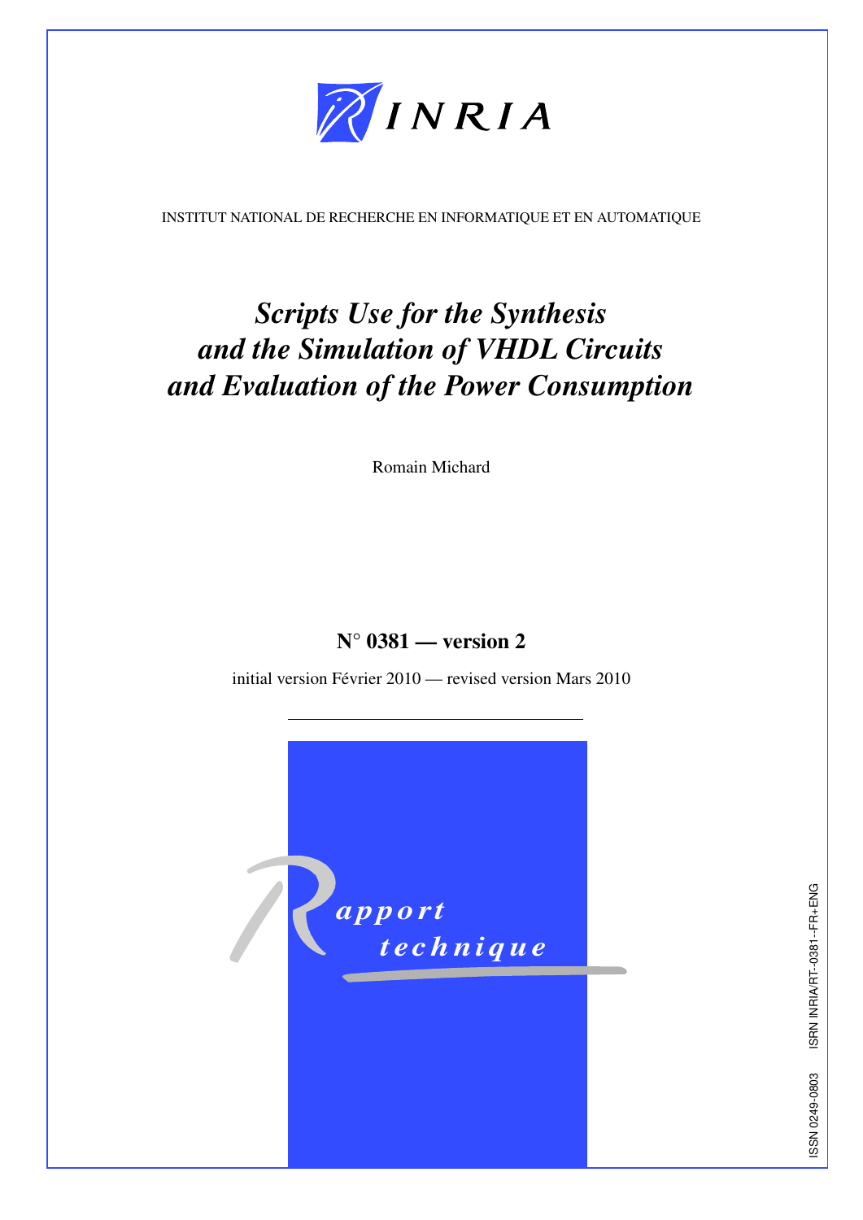INSTITUT NATIONAL DE RECHERCHE EN INFORMATIQUE ET EN AUTOMATIQUE

# *Scripts Use for the Synthesis and the Simulation of VHDL Circuits and Evaluation of the Power Consumption*

Romain Michard

**N° 0381 — version 2**

initial version Février 2010 — revised version Mars 2010

*Rapport technique*

ISSN 0249-0803 ISRN INRIA/RT--0381--FR+ENG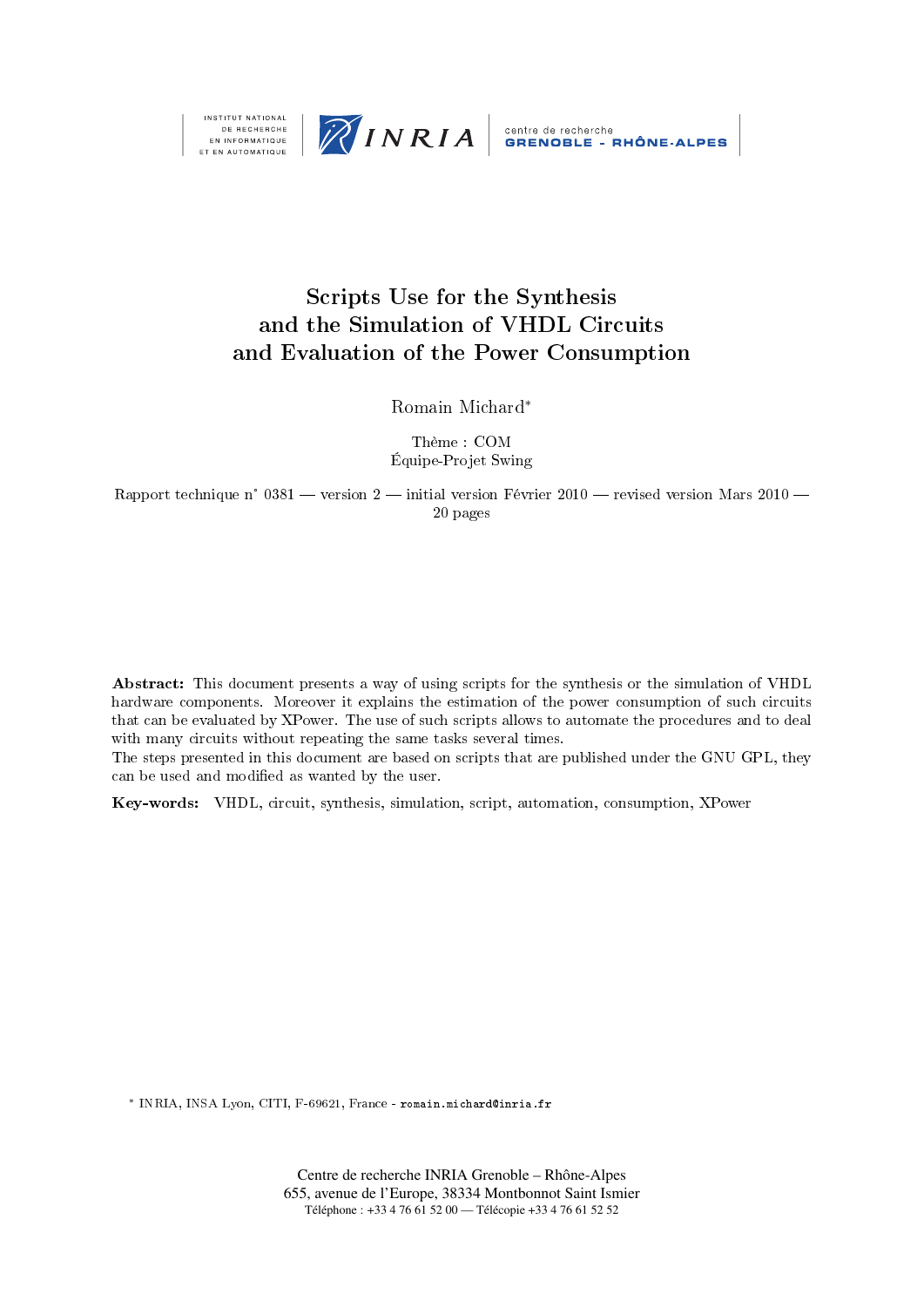INSTITUT NATIONAL DE RECHERCHE EN INFORMATIQUE ET EN AUTOMATIQUE

INRIA

centre de recherche GRENOBLE - RHÔNE-ALPES

# Scripts Use for the Synthesis and the Simulation of VHDL Circuits and Evaluation of the Power Consumption

Romain Michard*

Thème : COM
Équipe-Projet Swing

Rapport technique n° 0381 — version 2 — initial version Février 2010 — revised version Mars 2010 — 20 pages

**Abstract:** This document presents a way of using scripts for the synthesis or the simulation of VHDL hardware components. Moreover it explains the estimation of the power consumption of such circuits that can be evaluated by XPower. The use of such scripts allows to automate the procedures and to deal with many circuits without repeating the same tasks several times.
The steps presented in this document are based on scripts that are published under the GNU GPL, they can be used and modified as wanted by the user.

**Key-words:** VHDL, circuit, synthesis, simulation, script, automation, consumption, XPower

* INRIA, INSA Lyon, CITI, F-69621, France - `romain.michard@inria.fr`

Centre de recherche INRIA Grenoble – Rhône-Alpes
655, avenue de l'Europe, 38334 Montbonnot Saint Ismier
Téléphone : +33 4 76 61 52 00 — Télécopie +33 4 76 61 52 52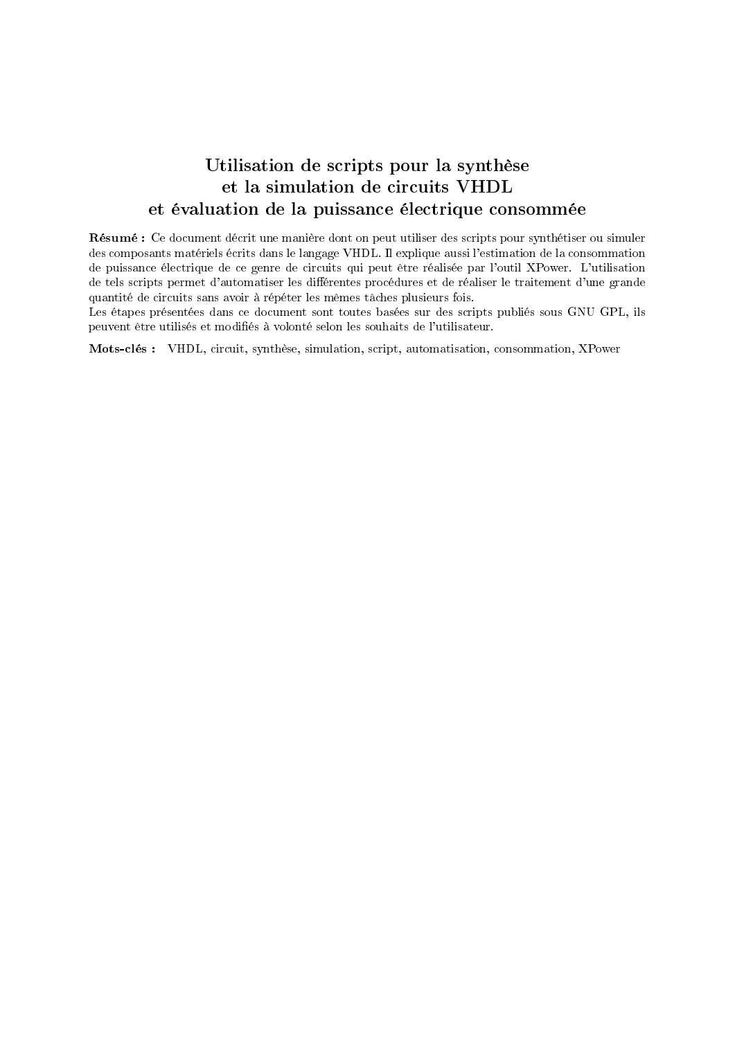# Utilisation de scripts pour la synthèse et la simulation de circuits VHDL et évaluation de la puissance électrique consommée

**Résumé :** Ce document décrit une manière dont on peut utiliser des scripts pour synthétiser ou simuler des composants matériels écrits dans le langage VHDL. Il explique aussi l'estimation de la consommation de puissance électrique de ce genre de circuits qui peut être réalisée par l'outil XPower. L'utilisation de tels scripts permet d'automatiser les différentes procédures et de réaliser le traitement d'une grande quantité de circuits sans avoir à répéter les mêmes tâches plusieurs fois.
Les étapes présentées dans ce document sont toutes basées sur des scripts publiés sous GNU GPL, ils peuvent être utilisés et modifiés à volonté selon les souhaits de l'utilisateur.

**Mots-clés :** VHDL, circuit, synthèse, simulation, script, automatisation, consommation, XPower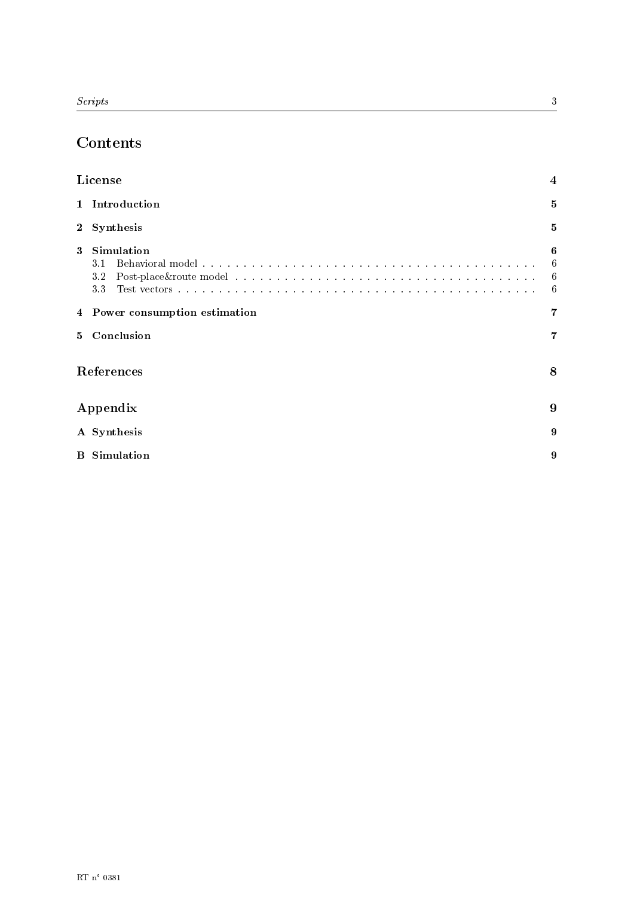# Contents

**License** 4

**1 Introduction** 5

**2 Synthesis** 5

**3 Simulation** 6

- 3.1 Behavioral model . . . . . . . . . . . . . . . . . . . . . . . . . . . . . . . . . . . . . . . . . . . . 6
- 3.2 Post-place&route model . . . . . . . . . . . . . . . . . . . . . . . . . . . . . . . . . . . . . . . 6
- 3.3 Test vectors . . . . . . . . . . . . . . . . . . . . . . . . . . . . . . . . . . . . . . . . . . . . . . . 6

**4 Power consumption estimation** 7

**5 Conclusion** 7

**References** 8

**Appendix** 9

**A Synthesis** 9

**B Simulation** 9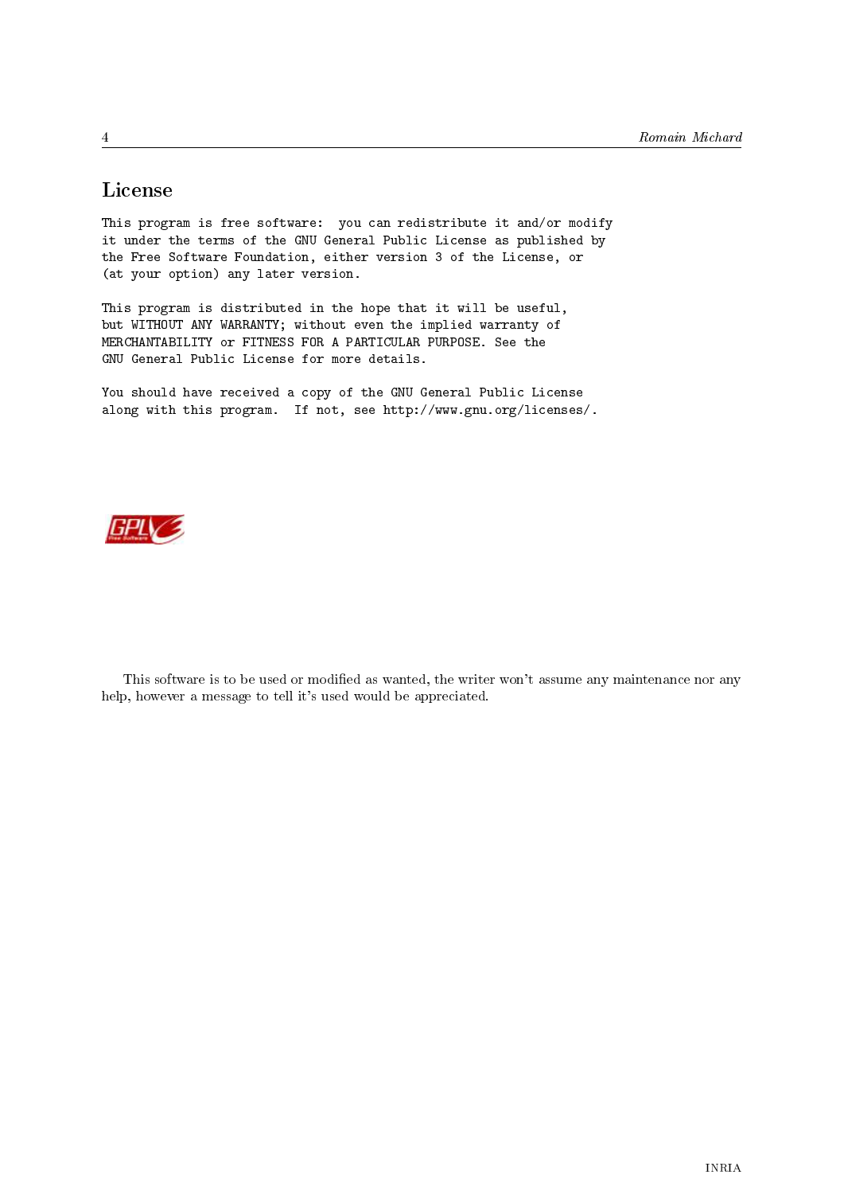# License

```
This program is free software:  you can redistribute it and/or modify
it under the terms of the GNU General Public License as published by
the Free Software Foundation, either version 3 of the License, or
(at your option) any later version.

This program is distributed in the hope that it will be useful,
but WITHOUT ANY WARRANTY; without even the implied warranty of
MERCHANTABILITY or FITNESS FOR A PARTICULAR PURPOSE. See the
GNU General Public License for more details.

You should have received a copy of the GNU General Public License
along with this program.  If not, see http://www.gnu.org/licenses/.
```

This software is to be used or modified as wanted, the writer won't assume any maintenance nor any help, however a message to tell it's used would be appreciated.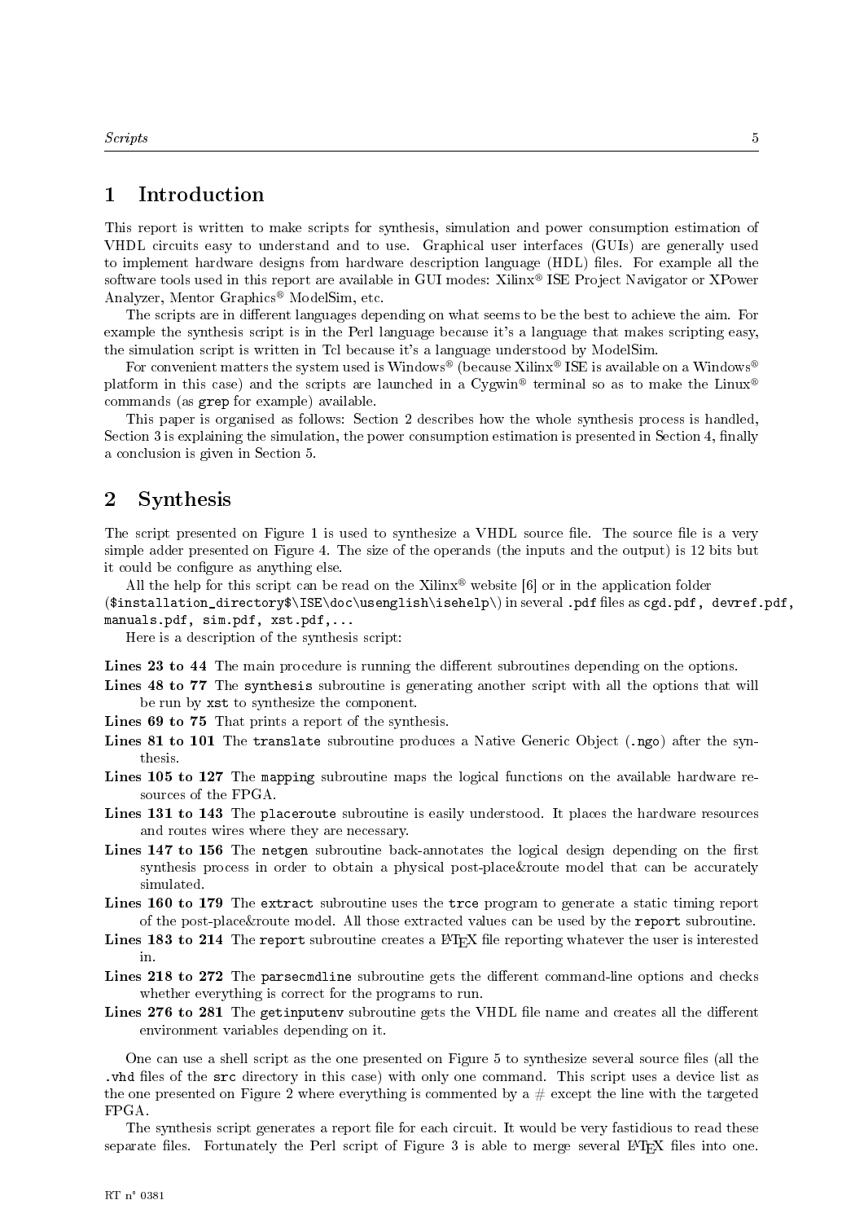# 1 Introduction

This report is written to make scripts for synthesis, simulation and power consumption estimation of VHDL circuits easy to understand and to use. Graphical user interfaces (GUIs) are generally used to implement hardware designs from hardware description language (HDL) files. For example all the software tools used in this report are available in GUI modes: Xilinx® ISE Project Navigator or XPower Analyzer, Mentor Graphics® ModelSim, etc.

The scripts are in different languages depending on what seems to be the best to achieve the aim. For example the synthesis script is in the Perl language because it's a language that makes scripting easy, the simulation script is written in Tcl because it's a language understood by ModelSim.

For convenient matters the system used is Windows® (because Xilinx® ISE is available on a Windows® platform in this case) and the scripts are launched in a Cygwin® terminal so as to make the Linux® commands (as `grep` for example) available.

This paper is organised as follows: Section 2 describes how the whole synthesis process is handled, Section 3 is explaining the simulation, the power consumption estimation is presented in Section 4, finally a conclusion is given in Section 5.

# 2 Synthesis

The script presented on Figure 1 is used to synthesize a VHDL source file. The source file is a very simple adder presented on Figure 4. The size of the operands (the inputs and the output) is 12 bits but it could be configure as anything else.

All the help for this script can be read on the Xilinx® website [6] or in the application folder (`$installation_directory$\ISE\doc\usenglish\isehelp\`) in several `.pdf` files as `cgd.pdf, devref.pdf, manuals.pdf, sim.pdf, xst.pdf,...`

Here is a description of the synthesis script:

**Lines 23 to 44** The main procedure is running the different subroutines depending on the options.

**Lines 48 to 77** The `synthesis` subroutine is generating another script with all the options that will be run by `xst` to synthesize the component.

**Lines 69 to 75** That prints a report of the synthesis.

**Lines 81 to 101** The `translate` subroutine produces a Native Generic Object (`.ngo`) after the synthesis.

**Lines 105 to 127** The `mapping` subroutine maps the logical functions on the available hardware resources of the FPGA.

**Lines 131 to 143** The `placeroute` subroutine is easily understood. It places the hardware resources and routes wires where they are necessary.

**Lines 147 to 156** The `netgen` subroutine back-annotates the logical design depending on the first synthesis process in order to obtain a physical post-place&route model that can be accurately simulated.

**Lines 160 to 179** The `extract` subroutine uses the `trce` program to generate a static timing report of the post-place&route model. All those extracted values can be used by the `report` subroutine.

**Lines 183 to 214** The `report` subroutine creates a LaTeX file reporting whatever the user is interested in.

**Lines 218 to 272** The `parsecmdline` subroutine gets the different command-line options and checks whether everything is correct for the programs to run.

**Lines 276 to 281** The `getinputenv` subroutine gets the VHDL file name and creates all the different environment variables depending on it.

One can use a shell script as the one presented on Figure 5 to synthesize several source files (all the `.vhd` files of the `src` directory in this case) with only one command. This script uses a device list as the one presented on Figure 2 where everything is commented by a # except the line with the targeted FPGA.

The synthesis script generates a report file for each circuit. It would be very fastidious to read these separate files. Fortunately the Perl script of Figure 3 is able to merge several LaTeX files into one.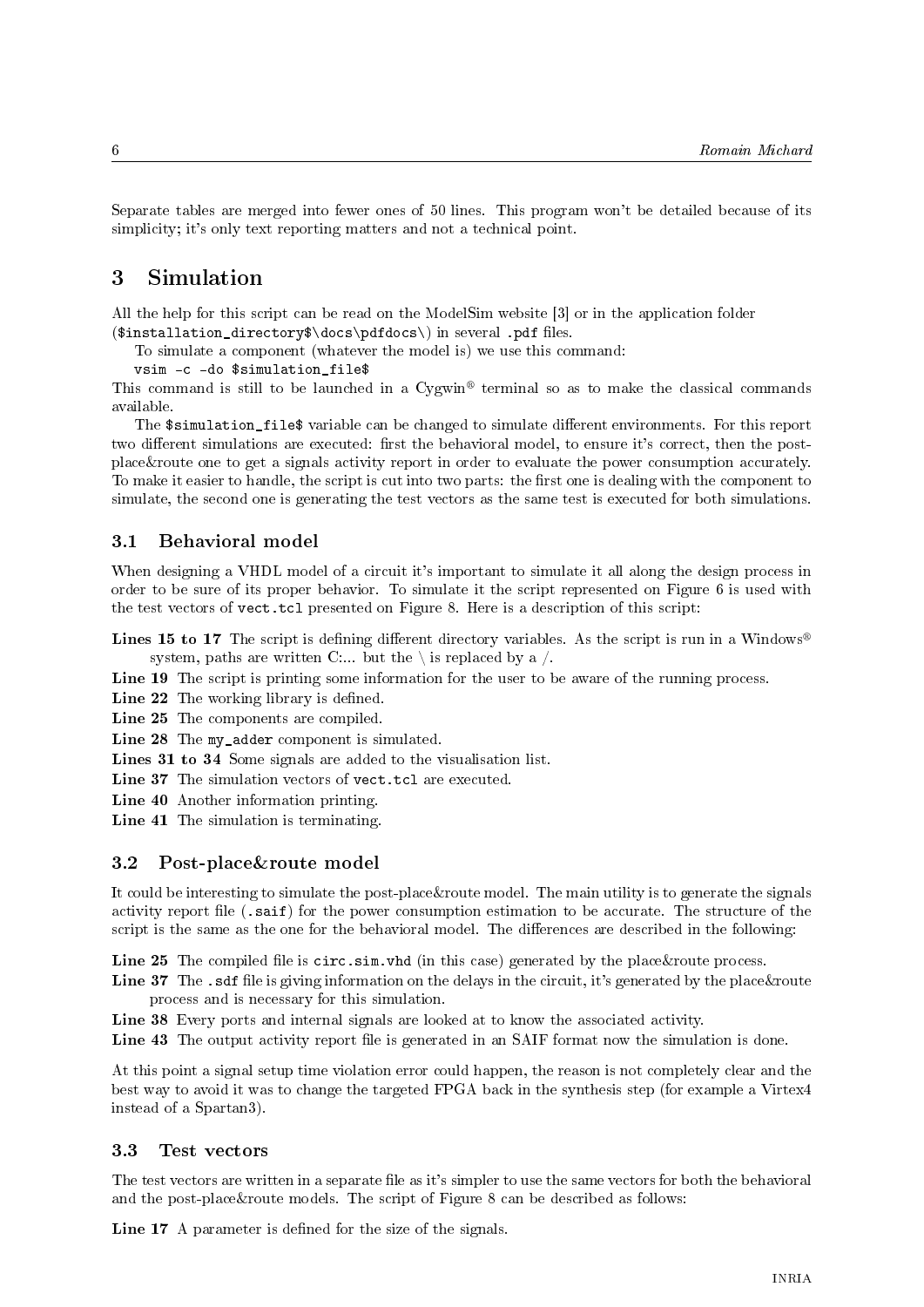Separate tables are merged into fewer ones of 50 lines. This program won't be detailed because of its simplicity; it's only text reporting matters and not a technical point.

# 3 Simulation

All the help for this script can be read on the ModelSim website [3] or in the application folder (`$installation_directory$\docs\pdfdocs\`) in several `.pdf` files.

To simulate a component (whatever the model is) we use this command:

`vsim -c -do $simulation_file$`

This command is still to be launched in a Cygwin® terminal so as to make the classical commands available.

The `$simulation_file$` variable can be changed to simulate different environments. For this report two different simulations are executed: first the behavioral model, to ensure it's correct, then the post-place&route one to get a signals activity report in order to evaluate the power consumption accurately. To make it easier to handle, the script is cut into two parts: the first one is dealing with the component to simulate, the second one is generating the test vectors as the same test is executed for both simulations.

## 3.1 Behavioral model

When designing a VHDL model of a circuit it's important to simulate it all along the design process in order to be sure of its proper behavior. To simulate it the script represented on Figure 6 is used with the test vectors of `vect.tcl` presented on Figure 8. Here is a description of this script:

**Lines 15 to 17** The script is defining different directory variables. As the script is run in a Windows® system, paths are written C:... but the \ is replaced by a /.

**Line 19** The script is printing some information for the user to be aware of the running process.

**Line 22** The working library is defined.

**Line 25** The components are compiled.

**Line 28** The `my_adder` component is simulated.

**Lines 31 to 34** Some signals are added to the visualisation list.

**Line 37** The simulation vectors of `vect.tcl` are executed.

**Line 40** Another information printing.

**Line 41** The simulation is terminating.

## 3.2 Post-place&route model

It could be interesting to simulate the post-place&route model. The main utility is to generate the signals activity report file (`.saif`) for the power consumption estimation to be accurate. The structure of the script is the same as the one for the behavioral model. The differences are described in the following:

**Line 25** The compiled file is `circ.sim.vhd` (in this case) generated by the place&route process.

**Line 37** The `.sdf` file is giving information on the delays in the circuit, it's generated by the place&route process and is necessary for this simulation.

**Line 38** Every ports and internal signals are looked at to know the associated activity.

**Line 43** The output activity report file is generated in an SAIF format now the simulation is done.

At this point a signal setup time violation error could happen, the reason is not completely clear and the best way to avoid it was to change the targeted FPGA back in the synthesis step (for example a Virtex4 instead of a Spartan3).

## 3.3 Test vectors

The test vectors are written in a separate file as it's simpler to use the same vectors for both the behavioral and the post-place&route models. The script of Figure 8 can be described as follows:

**Line 17** A parameter is defined for the size of the signals.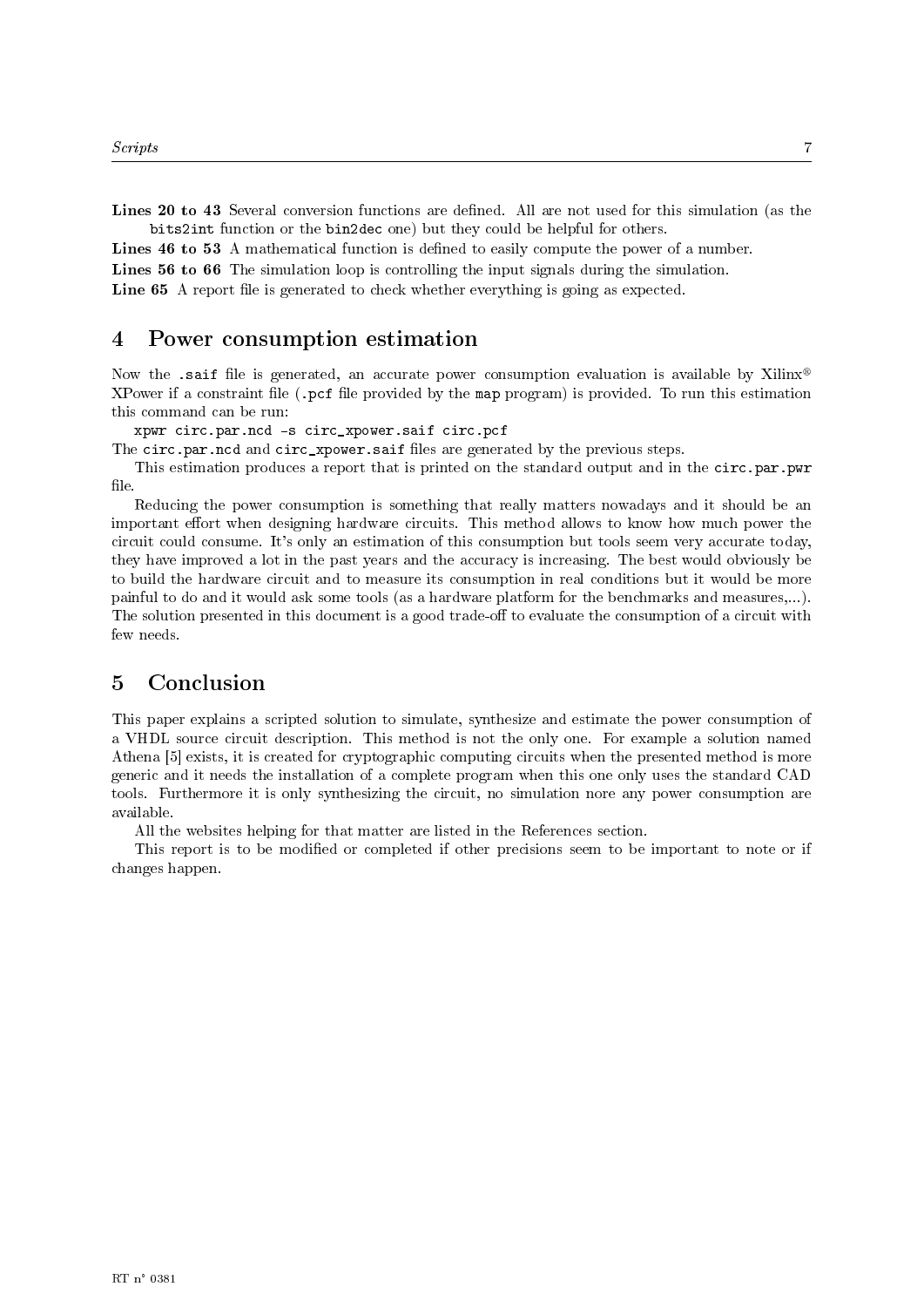**Lines 20 to 43** Several conversion functions are defined. All are not used for this simulation (as the bits2int function or the bin2dec one) but they could be helpful for others.

**Lines 46 to 53** A mathematical function is defined to easily compute the power of a number.

**Lines 56 to 66** The simulation loop is controlling the input signals during the simulation.

**Line 65** A report file is generated to check whether everything is going as expected.

## 4 Power consumption estimation

Now the .saif file is generated, an accurate power consumption evaluation is available by Xilinx® XPower if a constraint file (.pcf file provided by the map program) is provided. To run this estimation this command can be run:

```
xpwr circ.par.ncd -s circ_xpower.saif circ.pcf
```

The circ.par.ncd and circ_xpower.saif files are generated by the previous steps.

This estimation produces a report that is printed on the standard output and in the circ.par.pwr file.

Reducing the power consumption is something that really matters nowadays and it should be an important effort when designing hardware circuits. This method allows to know how much power the circuit could consume. It's only an estimation of this consumption but tools seem very accurate today, they have improved a lot in the past years and the accuracy is increasing. The best would obviously be to build the hardware circuit and to measure its consumption in real conditions but it would be more painful to do and it would ask some tools (as a hardware platform for the benchmarks and measures,...). The solution presented in this document is a good trade-off to evaluate the consumption of a circuit with few needs.

## 5 Conclusion

This paper explains a scripted solution to simulate, synthesize and estimate the power consumption of a VHDL source circuit description. This method is not the only one. For example a solution named Athena [5] exists, it is created for cryptographic computing circuits when the presented method is more generic and it needs the installation of a complete program when this one only uses the standard CAD tools. Furthermore it is only synthesizing the circuit, no simulation nore any power consumption are available.

All the websites helping for that matter are listed in the References section.

This report is to be modified or completed if other precisions seem to be important to note or if changes happen.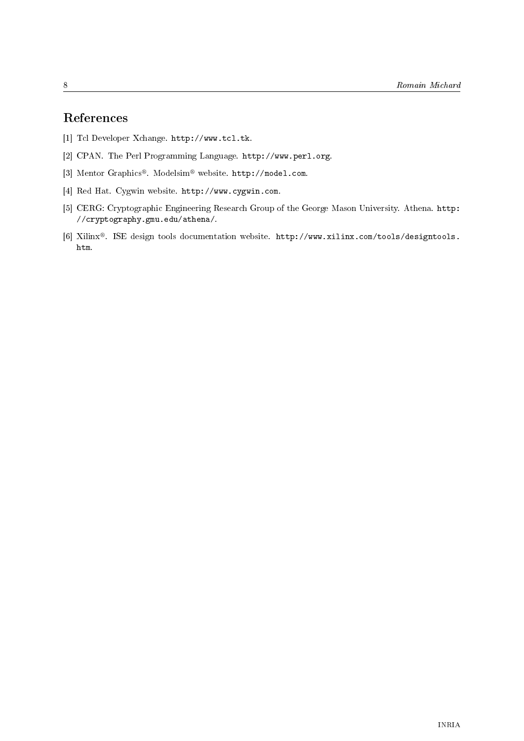# References

[1] Tcl Developer Xchange. http://www.tcl.tk.

[2] CPAN. The Perl Programming Language. http://www.perl.org.

[3] Mentor Graphics®. Modelsim® website. http://model.com.

[4] Red Hat. Cygwin website. http://www.cygwin.com.

[5] CERG: Cryptographic Engineering Research Group of the George Mason University. Athena. http://cryptography.gmu.edu/athena/.

[6] Xilinx®. ISE design tools documentation website. http://www.xilinx.com/tools/designtools.htm.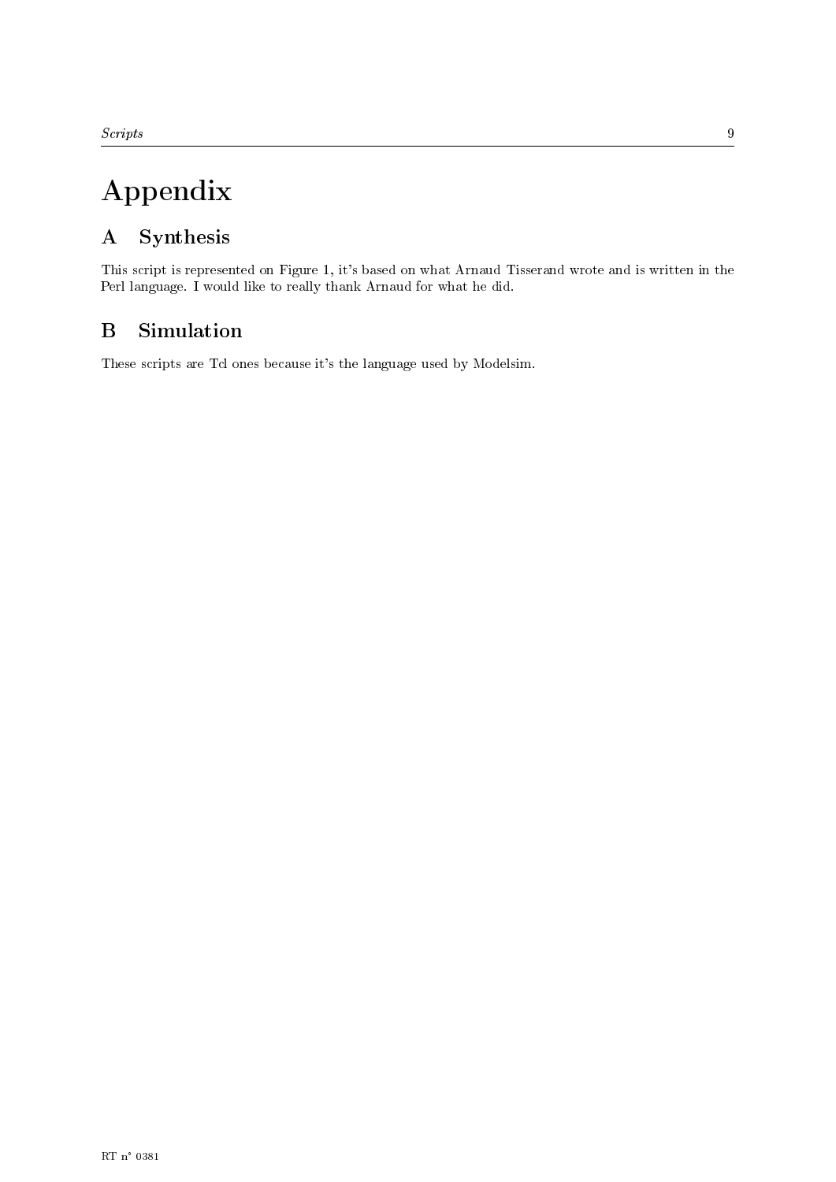# Appendix

## A Synthesis

This script is represented on Figure 1, it's based on what Arnaud Tisserand wrote and is written in the Perl language. I would like to really thank Arnaud for what he did.

## B Simulation

These scripts are Tcl ones because it's the language used by Modelsim.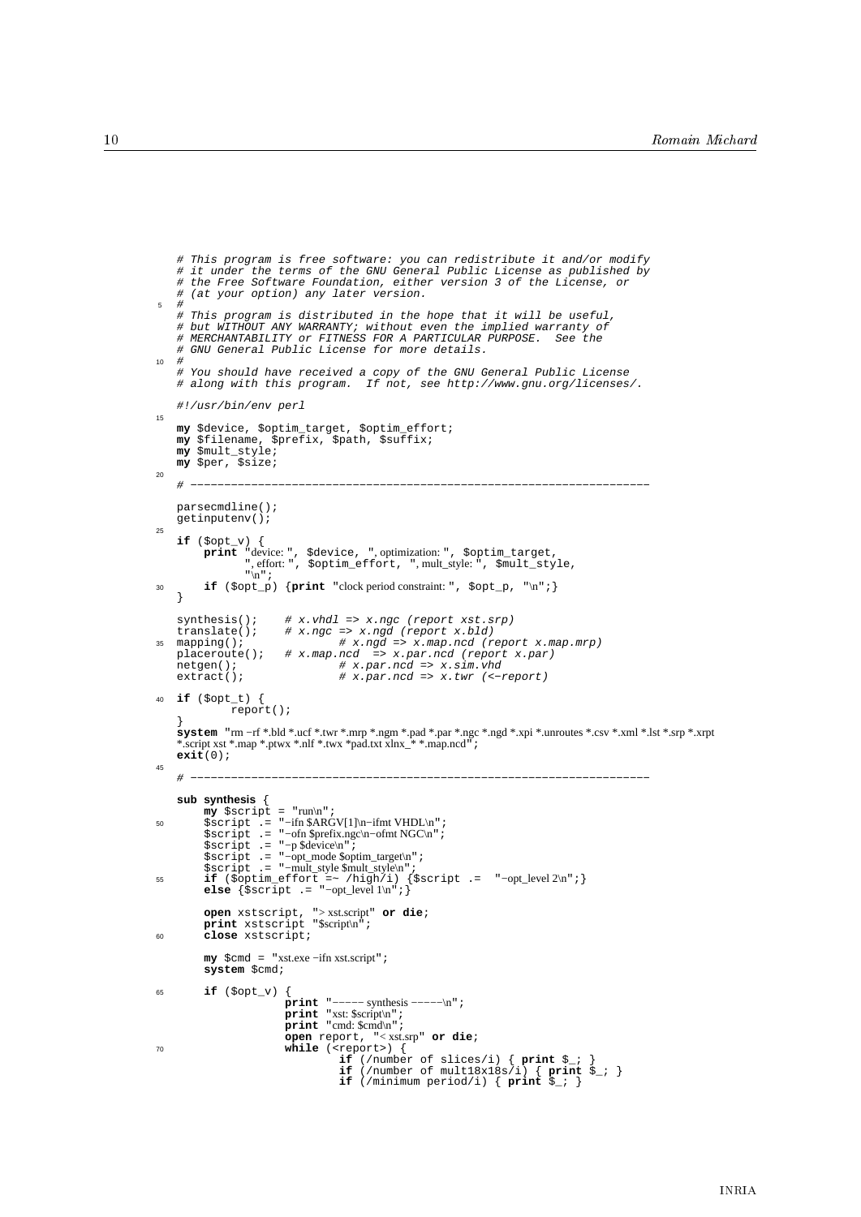```perl
# This program is free software: you can redistribute it and/or modify
# it under the terms of the GNU General Public License as published by
# the Free Software Foundation, either version 3 of the License, or
# (at your option) any later version.
#
# This program is distributed in the hope that it will be useful,
# but WITHOUT ANY WARRANTY; without even the implied warranty of
# MERCHANTABILITY or FITNESS FOR A PARTICULAR PURPOSE.  See the
# GNU General Public License for more details.
#
# You should have received a copy of the GNU General Public License
# along with this program.  If not, see http://www.gnu.org/licenses/.

#!/usr/bin/env perl

my $device, $optim_target, $optim_effort;
my $filename, $prefix, $path, $suffix;
my $mult_style;
my $per, $size;

# --------------------------------------------------------------------

parsecmdline();
getinputenv();

if ($opt_v) {
    print "device: ", $device, ", optimization: ", $optim_target,
          ", effort: ", $optim_effort, ", mult_style: ", $mult_style,
          "\n";
    if ($opt_p) {print "clock period constraint: ", $opt_p, "\n";}
}

synthesis();    # x.vhdl => x.ngc (report xst.srp)
translate();    # x.ngc => x.ngd (report x.bld)
mapping();              # x.ngd => x.map.ncd (report x.map.mrp)
placeroute();   # x.map.ncd  => x.par.ncd (report x.par)
netgen();               # x.par.ncd => x.sim.vhd
extract();              # x.par.ncd => x.twr (<-report)

if ($opt_t) {
        report();
}
system "rm -rf *.bld *.ucf *.twr *.mrp *.ngm *.pad *.par *.ngc *.ngd *.xpi *.unroutes *.csv *.xml *.lst *.srp *.xrpt *.script xst *.map *.ptwx *.nlf *.twx *pad.txt xlnx_* *.map.ncd";
exit(0);

# --------------------------------------------------------------------

sub synthesis {
    my $script = "run\n";
    $script .= "-ifn $ARGV[1]\n-ifmt VHDL\n";
    $script .= "-ofn $prefix.ngc\n-ofmt NGC\n";
    $script .= "-p $device\n";
    $script .= "-opt_mode $optim_target\n";
    $script .= "-mult_style $mult_style\n";
    if ($optim_effort =~ /high/i) {$script .=  "-opt_level 2\n";}
    else {$script .= "-opt_level 1\n";}

    open xstscript, "> xst.script" or die;
    print xstscript "$script\n";
    close xstscript;

    my $cmd = "xst.exe -ifn xst.script";
    system $cmd;

    if ($opt_v) {
                print "----- synthesis -----\n";
                print "xst: $script\n";
                print "cmd: $cmd\n";
                open report, "< xst.srp" or die;
                while (<report>) {
                        if (/number of slices/i) { print $_; }
                        if (/number of mult18x18s/i) { print $_; }
                        if (/minimum period/i) { print $_; }
```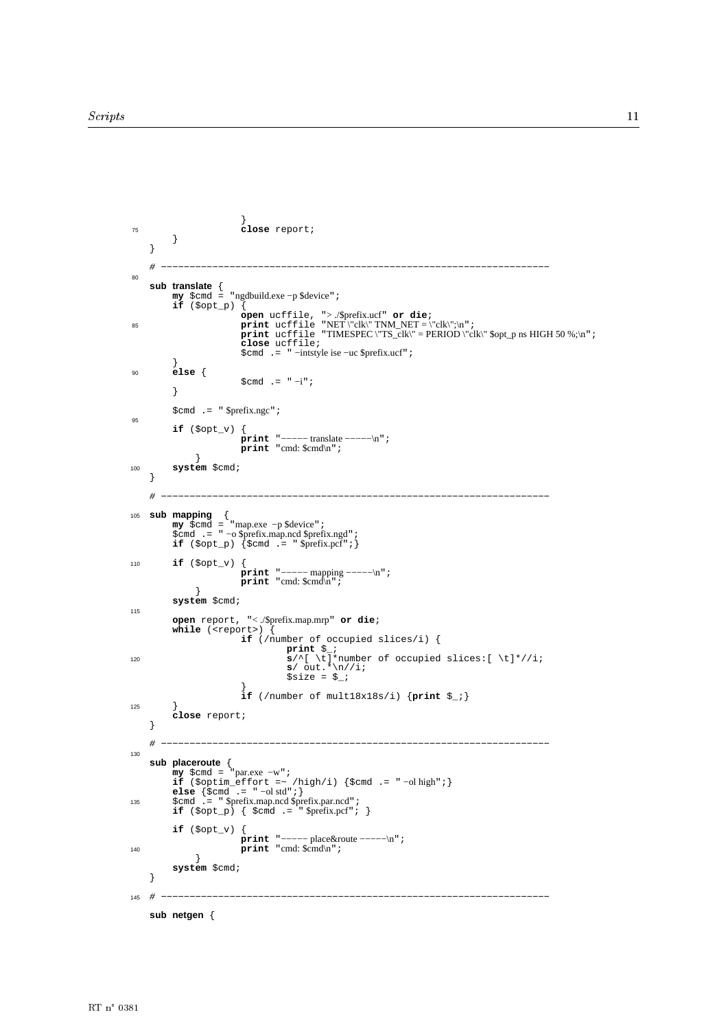```perl
                }
                close report;
        }
}

# --------------------------------------------------------------------

sub translate {
    my $cmd = "ngdbuild.exe -p $device";
    if ($opt_p) {
                open ucffile, "> ./$prefix.ucf" or die;
                print ucffile "NET \"clk\" TNM_NET = \"clk\";\n";
                print ucffile "TIMESPEC \"TS_clk\" = PERIOD \"clk\" $opt_p ns HIGH 50 %;\n";
                close ucffile;
                $cmd .= " -intstyle ise -uc $prefix.ucf";
    }
    else {
                $cmd .= " -i";
    }

    $cmd .= " $prefix.ngc";

    if ($opt_v) {
                print "----- translate -----\n";
                print "cmd: $cmd\n";
        }
    system $cmd;
}

# --------------------------------------------------------------------

sub mapping  {
    my $cmd = "map.exe -p $device";
    $cmd .= " -o $prefix.map.ncd $prefix.ngd";
    if ($opt_p) {$cmd .= " $prefix.pcf";}

    if ($opt_v) {
                print "----- mapping -----\n";
                print "cmd: $cmd\n";
        }
    system $cmd;

    open report, "< ./$prefix.map.mrp" or die;
    while (<report>) {
                if (/number of occupied slices/i) {
                        print $_;
                        s/^[ \t]*number of occupied slices:[ \t]*//i;
                        s/ out.*\n//i;
                        $size = $_;
                }
                if (/number of mult18x18s/i) {print $_;}
    }
    close report;
}

# --------------------------------------------------------------------

sub placeroute {
    my $cmd = "par.exe -w";
    if ($optim_effort =~ /high/i) {$cmd .= " -ol high";}
    else {$cmd .= " -ol std";}
    $cmd .= " $prefix.map.ncd $prefix.par.ncd";
    if ($opt_p) { $cmd .= " $prefix.pcf"; }

    if ($opt_v) {
                print "----- place&route -----\n";
                print "cmd: $cmd\n";
        }
    system $cmd;
}

# --------------------------------------------------------------------

sub netgen {
```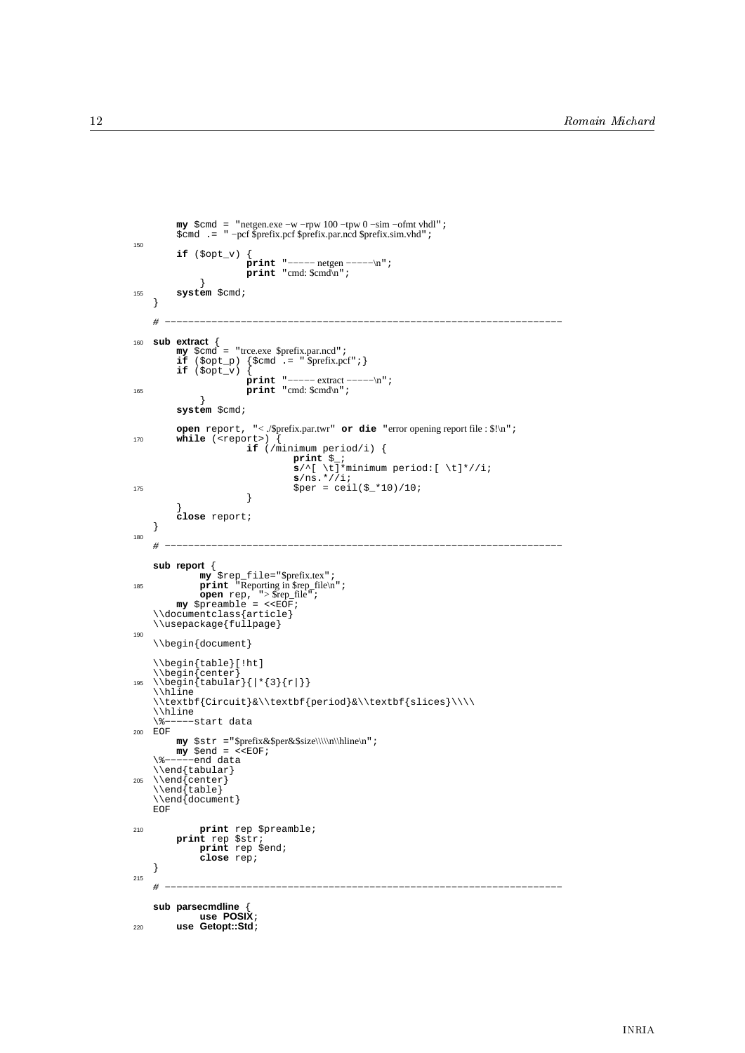```perl
    my $cmd = "netgen.exe -w -rpw 100 -tpw 0 -sim -ofmt vhdl";
    $cmd .= " -pcf $prefix.pcf $prefix.par.ncd $prefix.sim.vhd";

    if ($opt_v) {
                print "----- netgen -----\n";
                print "cmd: $cmd\n";
        }
    system $cmd;
}

# ------------------------------------------------------------------

sub extract {
    my $cmd = "trce.exe $prefix.par.ncd";
    if ($opt_p) {$cmd .= " $prefix.pcf";}
    if ($opt_v) {
                print "----- extract -----\n";
                print "cmd: $cmd\n";
        }
    system $cmd;

    open report, "< ./$prefix.par.twr" or die "error opening report file : $!\n";
    while (<report>) {
                if (/minimum period/i) {
                        print $_;
                        s/^[ \t]*minimum period:[ \t]*//i;
                        s/ns.*//i;
                        $per = ceil($_*10)/10;
                }
    }
    close report;
}

# ------------------------------------------------------------------

sub report {
        my $rep_file="$prefix.tex";
        print "Reporting in $rep_file\n";
        open rep, "> $rep_file";
    my $preamble = <<EOF;
\\documentclass{article}
\\usepackage{fullpage}

\\begin{document}

\\begin{table}[!ht]
\\begin{center}
\\begin{tabular}{|*{3}{r|}}
\\hline
\\textbf{Circuit}&\\textbf{period}&\\textbf{slices}\\\\
\\hline
\%-----start data
EOF
    my $str ="$prefix&$per&$size\\\\n\\hline\n";
    my $end = <<EOF;
\%-----end data
\\end{tabular}
\\end{center}
\\end{table}
\\end{document}
EOF

        print rep $preamble;
    print rep $str;
        print rep $end;
        close rep;
}

# ------------------------------------------------------------------

sub parsecmdline {
        use POSIX;
    use Getopt::Std;
```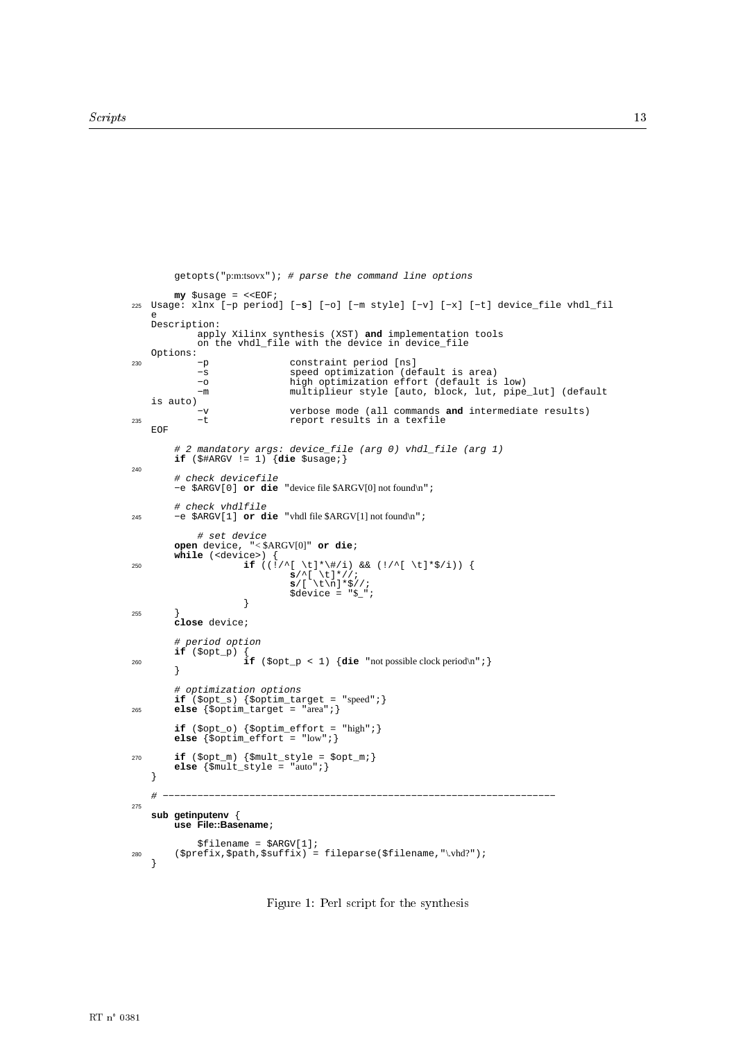```perl
	getopts("p:m:tsovx"); # parse the command line options

	my $usage = <<EOF;
Usage: xlnx [-p period] [-s] [-o] [-m style] [-v] [-x] [-t] device_file vhdl_file
Description:
	apply Xilinx synthesis (XST) and implementation tools
	on the vhdl_file with the device in device_file
Options:
	-p		constraint period [ns]
	-s		speed optimization (default is area)
	-o		high optimization effort (default is low)
	-m		multiplieur style [auto, block, lut, pipe_lut] (default is auto)
	-v		verbose mode (all commands and intermediate results)
	-t		report results in a texfile
EOF

	# 2 mandatory args: device_file (arg 0) vhdl_file (arg 1)
	if ($#ARGV != 1) {die $usage;}

	# check devicefile
	-e $ARGV[0] or die "device file $ARGV[0] not found\n";

	# check vhdlfile
	-e $ARGV[1] or die "vhdl file $ARGV[1] not found\n";

		# set device
	open device, "< $ARGV[0]" or die;
	while (<device>) {
		if ((!/^[ \t]*\#/i) && (!/^[ \t]*$/i)) {
			s/^[ \t]*//;
			s/[ \t\n]*$//;
			$device = "$_";
		}
	}
	close device;

	# period option
	if ($opt_p) {
		if ($opt_p < 1) {die "not possible clock period\n";}
	}

	# optimization options
	if ($opt_s) {$optim_target = "speed";}
	else {$optim_target = "area";}

	if ($opt_o) {$optim_effort = "high";}
	else {$optim_effort = "low";}

	if ($opt_m) {$mult_style = $opt_m;}
	else {$mult_style = "auto";}
}

# ------------------------------------------------------------------

sub getinputenv {
	use File::Basename;

		$filename = $ARGV[1];
	($prefix,$path,$suffix) = fileparse($filename,"\.vhd?");
}
```

Figure 1: Perl script for the synthesis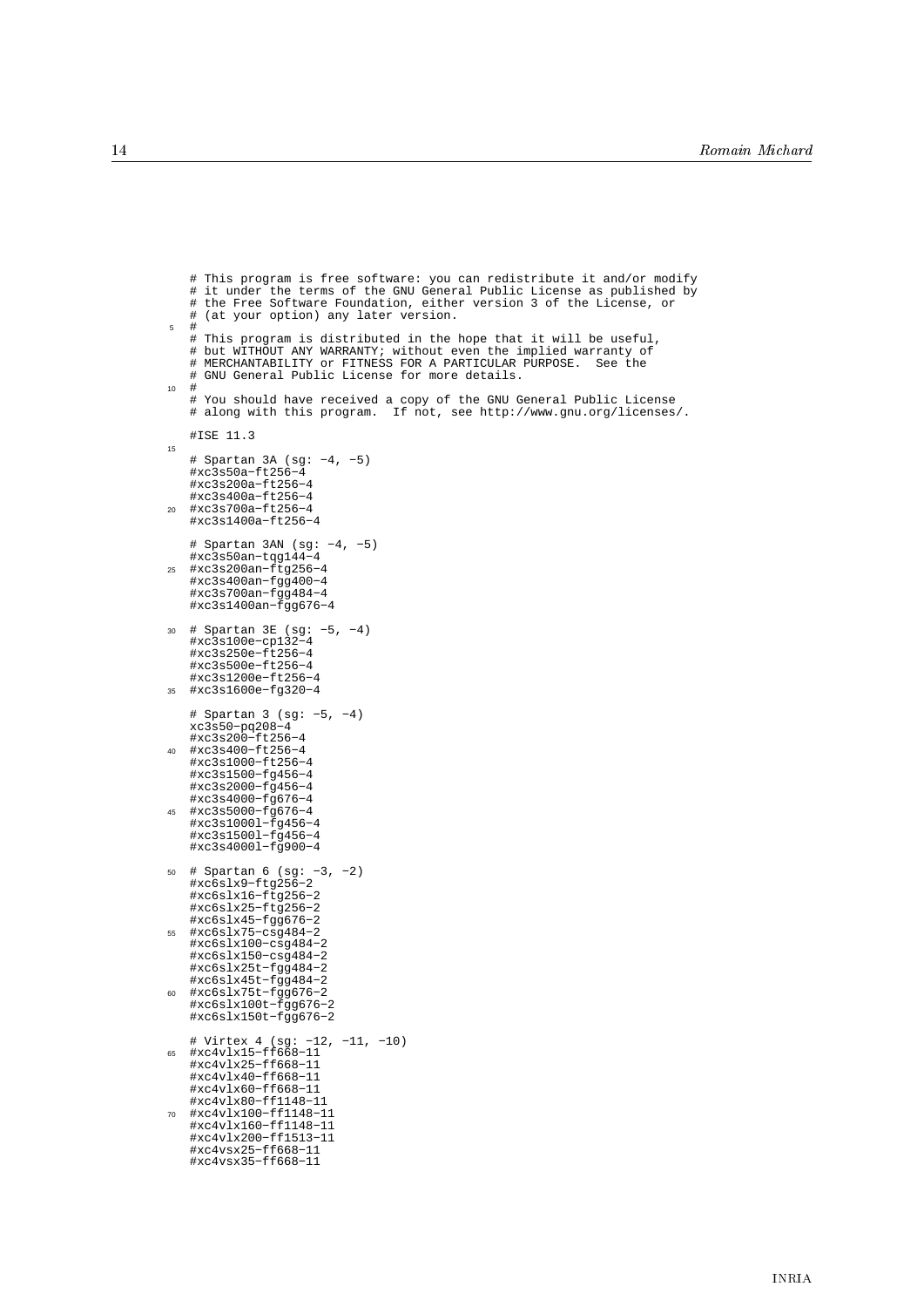```
# This program is free software: you can redistribute it and/or modify
# it under the terms of the GNU General Public License as published by
# the Free Software Foundation, either version 3 of the License, or
# (at your option) any later version.
#
# This program is distributed in the hope that it will be useful,
# but WITHOUT ANY WARRANTY; without even the implied warranty of
# MERCHANTABILITY or FITNESS FOR A PARTICULAR PURPOSE.  See the
# GNU General Public License for more details.
#
# You should have received a copy of the GNU General Public License
# along with this program.  If not, see http://www.gnu.org/licenses/.

#ISE 11.3

# Spartan 3A (sg: -4, -5)
#xc3s50a-ft256-4
#xc3s200a-ft256-4
#xc3s400a-ft256-4
#xc3s700a-ft256-4
#xc3s1400a-ft256-4

# Spartan 3AN (sg: -4, -5)
#xc3s50an-tqg144-4
#xc3s200an-ftg256-4
#xc3s400an-fgg400-4
#xc3s700an-fgg484-4
#xc3s1400an-fgg676-4

# Spartan 3E (sg: -5, -4)
#xc3s100e-cp132-4
#xc3s250e-ft256-4
#xc3s500e-ft256-4
#xc3s1200e-ft256-4
#xc3s1600e-fg320-4

# Spartan 3 (sg: -5, -4)
xc3s50-pq208-4
#xc3s200-ft256-4
#xc3s400-ft256-4
#xc3s1000-ft256-4
#xc3s1500-fg456-4
#xc3s2000-fg456-4
#xc3s4000-fg676-4
#xc3s5000-fg676-4
#xc3s1000l-fg456-4
#xc3s1500l-fg456-4
#xc3s4000l-fg900-4

# Spartan 6 (sg: -3, -2)
#xc6slx9-ftg256-2
#xc6slx16-ftg256-2
#xc6slx25-ftg256-2
#xc6slx45-fgg676-2
#xc6slx75-csg484-2
#xc6slx100-csg484-2
#xc6slx150-csg484-2
#xc6slx25t-fgg484-2
#xc6slx45t-fgg484-2
#xc6slx75t-fgg676-2
#xc6slx100t-fgg676-2
#xc6slx150t-fgg676-2

# Virtex 4 (sg: -12, -11, -10)
#xc4vlx15-ff668-11
#xc4vlx25-ff668-11
#xc4vlx40-ff668-11
#xc4vlx60-ff668-11
#xc4vlx80-ff1148-11
#xc4vlx100-ff1148-11
#xc4vlx160-ff1148-11
#xc4vlx200-ff1513-11
#xc4vsx25-ff668-11
#xc4vsx35-ff668-11
```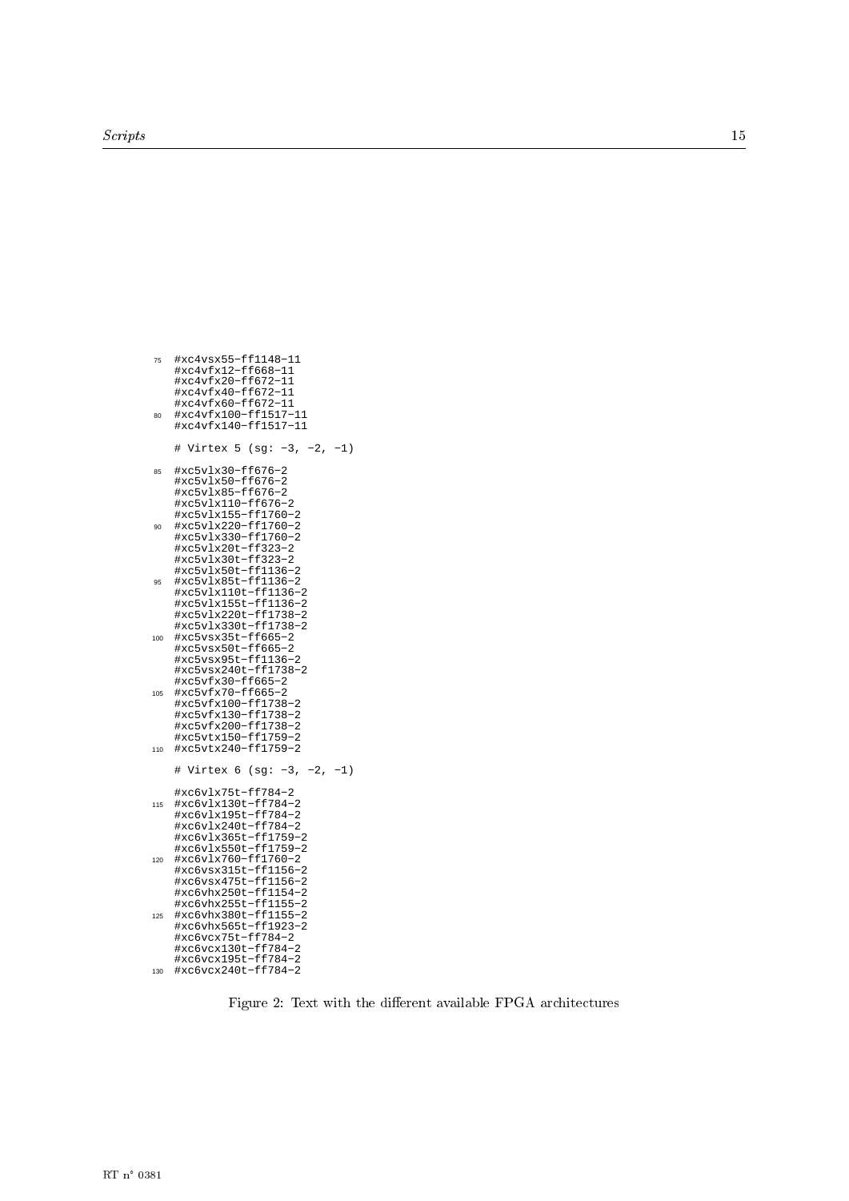```
#xc4vsx55-ff1148-11
#xc4vfx12-ff668-11
#xc4vfx20-ff672-11
#xc4vfx40-ff672-11
#xc4vfx60-ff672-11
#xc4vfx100-ff1517-11
#xc4vfx140-ff1517-11

# Virtex 5 (sg: -3, -2, -1)

#xc5vlx30-ff676-2
#xc5vlx50-ff676-2
#xc5vlx85-ff676-2
#xc5vlx110-ff676-2
#xc5vlx155-ff1760-2
#xc5vlx220-ff1760-2
#xc5vlx330-ff1760-2
#xc5vlx20t-ff323-2
#xc5vlx30t-ff323-2
#xc5vlx50t-ff1136-2
#xc5vlx85t-ff1136-2
#xc5vlx110t-ff1136-2
#xc5vlx155t-ff1136-2
#xc5vlx220t-ff1738-2
#xc5vlx330t-ff1738-2
#xc5vsx35t-ff665-2
#xc5vsx50t-ff665-2
#xc5vsx95t-ff1136-2
#xc5vsx240t-ff1738-2
#xc5vfx30-ff665-2
#xc5vfx70-ff665-2
#xc5vfx100-ff1738-2
#xc5vfx130-ff1738-2
#xc5vfx200-ff1738-2
#xc5vtx150-ff1759-2
#xc5vtx240-ff1759-2

# Virtex 6 (sg: -3, -2, -1)

#xc6vlx75t-ff784-2
#xc6vlx130t-ff784-2
#xc6vlx195t-ff784-2
#xc6vlx240t-ff784-2
#xc6vlx365t-ff1759-2
#xc6vlx550t-ff1759-2
#xc6vlx760-ff1760-2
#xc6vsx315t-ff1156-2
#xc6vsx475t-ff1156-2
#xc6vhx250t-ff1154-2
#xc6vhx255t-ff1155-2
#xc6vhx380t-ff1155-2
#xc6vhx565t-ff1923-2
#xc6vcx75t-ff784-2
#xc6vcx130t-ff784-2
#xc6vcx195t-ff784-2
#xc6vcx240t-ff784-2
```

Figure 2: Text with the different available FPGA architectures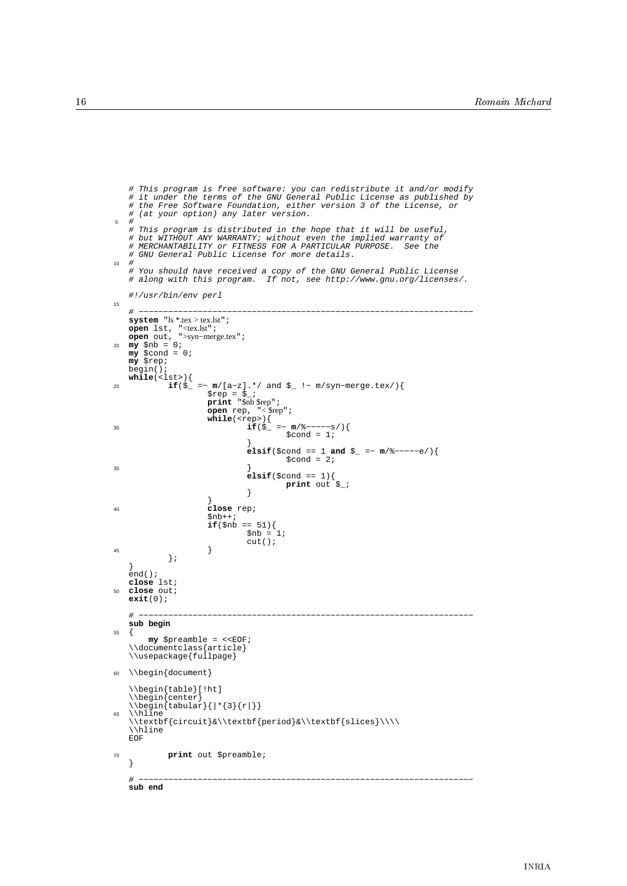```perl
# This program is free software: you can redistribute it and/or modify
# it under the terms of the GNU General Public License as published by
# the Free Software Foundation, either version 3 of the License, or
# (at your option) any later version.
#
# This program is distributed in the hope that it will be useful,
# but WITHOUT ANY WARRANTY; without even the implied warranty of
# MERCHANTABILITY or FITNESS FOR A PARTICULAR PURPOSE.  See the
# GNU General Public License for more details.
#
# You should have received a copy of the GNU General Public License
# along with this program.  If not, see http://www.gnu.org/licenses/.

#!/usr/bin/env perl

# -------------------------------------------------------------------
system "ls *.tex > tex.lst";
open lst, "<tex.lst";
open out, ">syn-merge.tex";
my $nb = 0;
my $cond = 0;
my $rep;
begin();
while(<lst>){
        if($_ =~ m/[a-z].*/ and $_ !~ m/syn-merge.tex/){
                $rep = $_;
                print "$nb $rep";
                open rep, "< $rep";
                while(<rep>){
                        if($_ =~ m/%-----s/){
                                $cond = 1;
                        }
                        elsif($cond == 1 and $_ =~ m/%-----e/){
                                $cond = 2;
                        }
                        elsif($cond == 1){
                                print out $_;
                        }
                }
                close rep;
                $nb++;
                if($nb == 51){
                        $nb = 1;
                        cut();
                }
        };
}
end();
close lst;
close out;
exit(0);

# -------------------------------------------------------------------
sub begin
{
    my $preamble = <<EOF;
\\documentclass{article}
\\usepackage{fullpage}

\\begin{document}

\\begin{table}[!ht]
\\begin{center}
\\begin{tabular}{|*{3}{r|}}
\\hline
\\textbf{circuit}&\\textbf{period}&\\textbf{slices}\\\\
\\hline
EOF

        print out $preamble;
}

# -------------------------------------------------------------------
sub end
```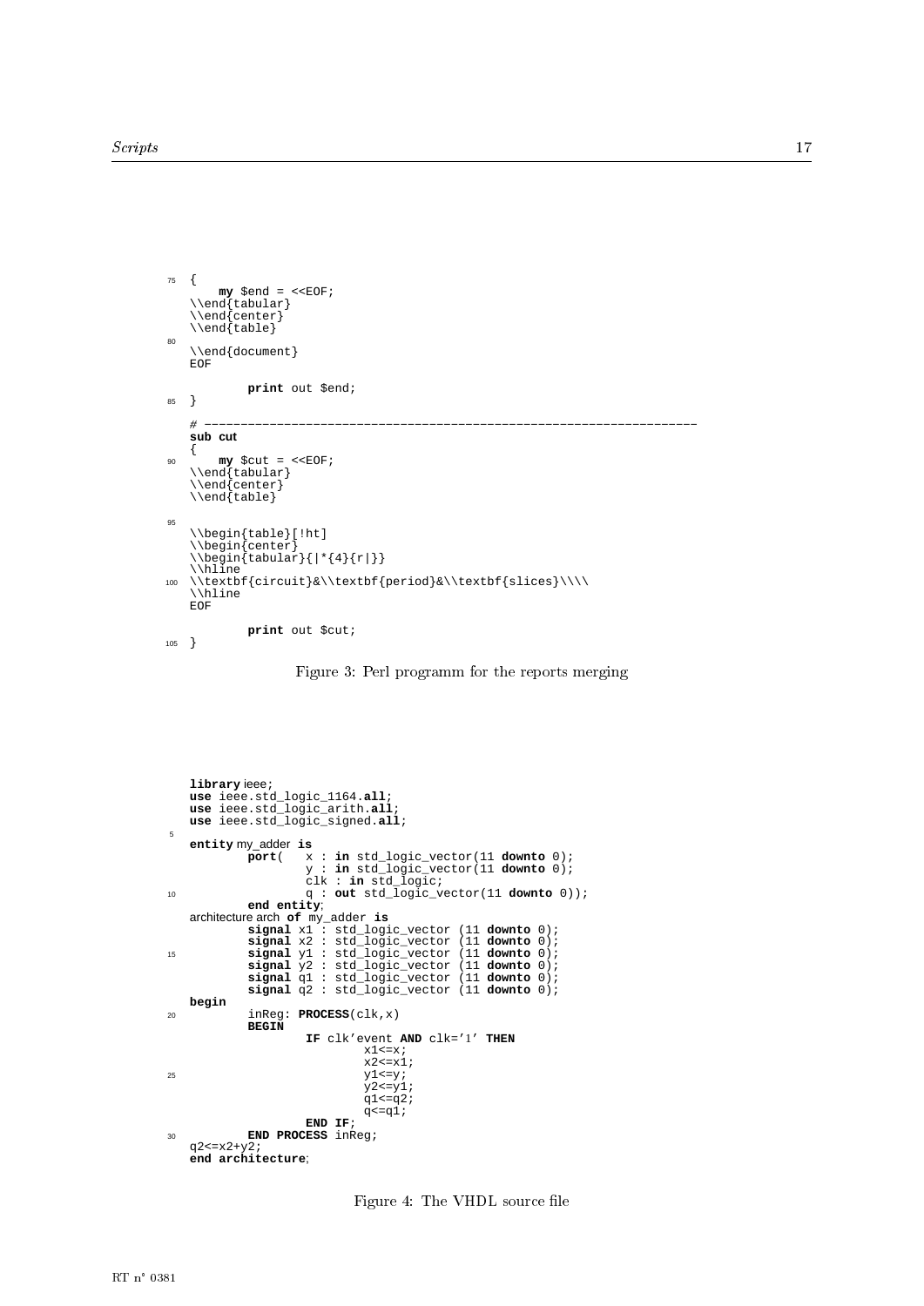```
{
    my $end = <<EOF;
\\end{tabular}
\\end{center}
\\end{table}

\\end{document}
EOF

        print out $end;
}

# ---------------------------------------------------------------
sub cut
{
    my $cut = <<EOF;
\\end{tabular}
\\end{center}
\\end{table}


\\begin{table}[!ht]
\\begin{center}
\\begin{tabular}{|*{4}{r|}}
\\hline
\\textbf{circuit}&\\textbf{period}&\\textbf{slices}\\\\
\\hline
EOF

        print out $cut;
}
```

Figure 3: Perl programm for the reports merging

```
library ieee;
use ieee.std_logic_1164.all;
use ieee.std_logic_arith.all;
use ieee.std_logic_signed.all;

entity my_adder is
        port(   x : in std_logic_vector(11 downto 0);
                y : in std_logic_vector(11 downto 0);
                clk : in std_logic;
                q : out std_logic_vector(11 downto 0));
        end entity;
architecture arch of my_adder is
        signal x1 : std_logic_vector (11 downto 0);
        signal x2 : std_logic_vector (11 downto 0);
        signal y1 : std_logic_vector (11 downto 0);
        signal y2 : std_logic_vector (11 downto 0);
        signal q1 : std_logic_vector (11 downto 0);
        signal q2 : std_logic_vector (11 downto 0);
begin
        inReg: PROCESS(clk,x)
        BEGIN
                IF clk'event AND clk='1' THEN
                        x1<=x;
                        x2<=x1;
                        y1<=y;
                        y2<=y1;
                        q1<=q2;
                        q<=q1;
                END IF;
        END PROCESS inReg;
q2<=x2+y2;
end architecture;
```

Figure 4: The VHDL source file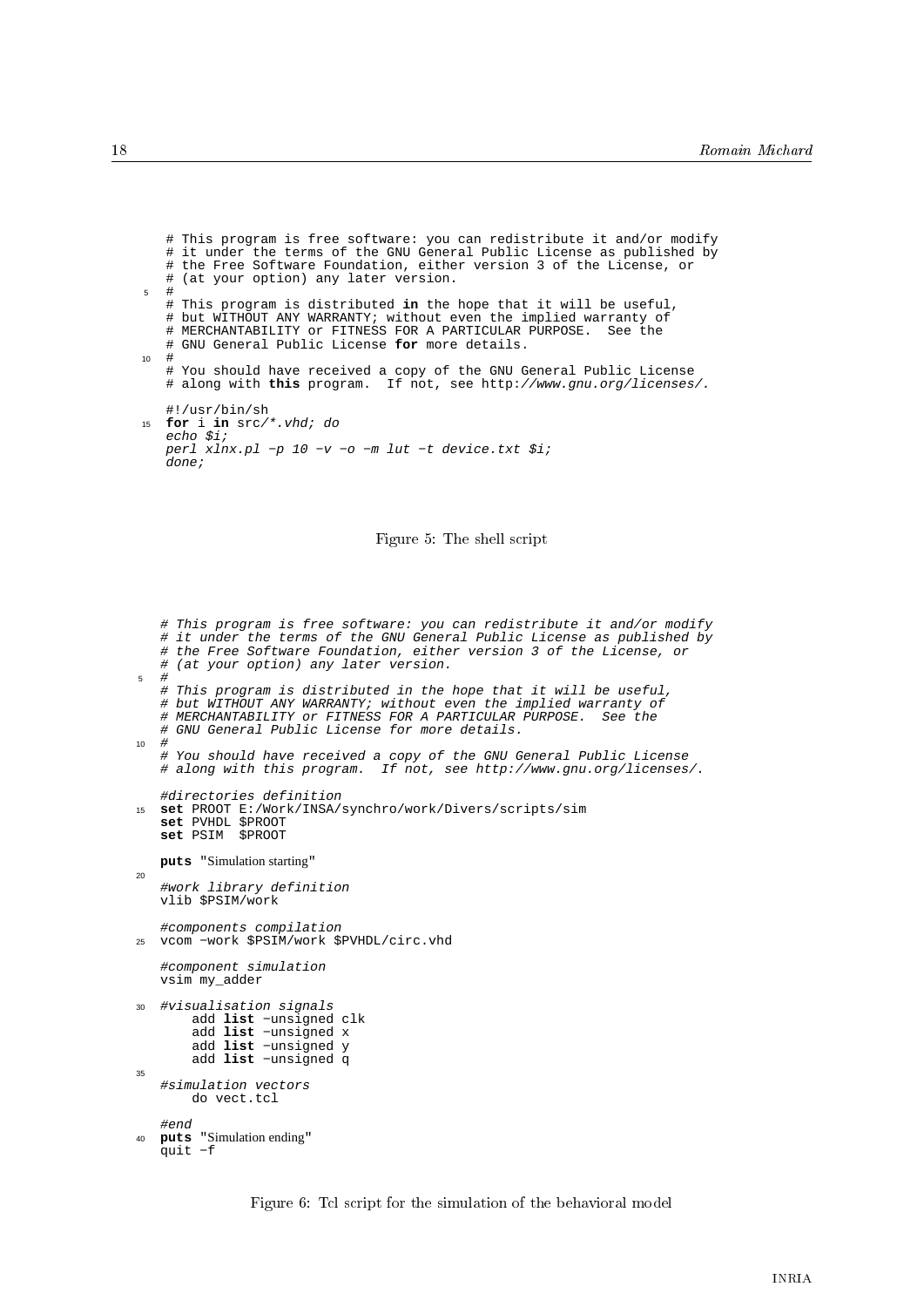```
# This program is free software: you can redistribute it and/or modify
# it under the terms of the GNU General Public License as published by
# the Free Software Foundation, either version 3 of the License, or
# (at your option) any later version.
#
# This program is distributed in the hope that it will be useful,
# but WITHOUT ANY WARRANTY; without even the implied warranty of
# MERCHANTABILITY or FITNESS FOR A PARTICULAR PURPOSE.  See the
# GNU General Public License for more details.
#
# You should have received a copy of the GNU General Public License
# along with this program.  If not, see http://www.gnu.org/licenses/.

#!/usr/bin/sh
for i in src/*.vhd; do
echo $i;
perl xlnx.pl -p 10 -v -o -m lut -t device.txt $i;
done;
```

Figure 5: The shell script

```
# This program is free software: you can redistribute it and/or modify
# it under the terms of the GNU General Public License as published by
# the Free Software Foundation, either version 3 of the License, or
# (at your option) any later version.
#
# This program is distributed in the hope that it will be useful,
# but WITHOUT ANY WARRANTY; without even the implied warranty of
# MERCHANTABILITY or FITNESS FOR A PARTICULAR PURPOSE.  See the
# GNU General Public License for more details.
#
# You should have received a copy of the GNU General Public License
# along with this program.  If not, see http://www.gnu.org/licenses/.

#directories definition
set PROOT E:/Work/INSA/synchro/work/Divers/scripts/sim
set PVHDL $PROOT
set PSIM  $PROOT

puts "Simulation starting"

#work library definition
vlib $PSIM/work

#components compilation
vcom -work $PSIM/work $PVHDL/circ.vhd

#component simulation
vsim my_adder

#visualisation signals
    add list -unsigned clk
    add list -unsigned x
    add list -unsigned y
    add list -unsigned q

#simulation vectors
    do vect.tcl

#end
puts "Simulation ending"
quit -f
```

Figure 6: Tcl script for the simulation of the behavioral model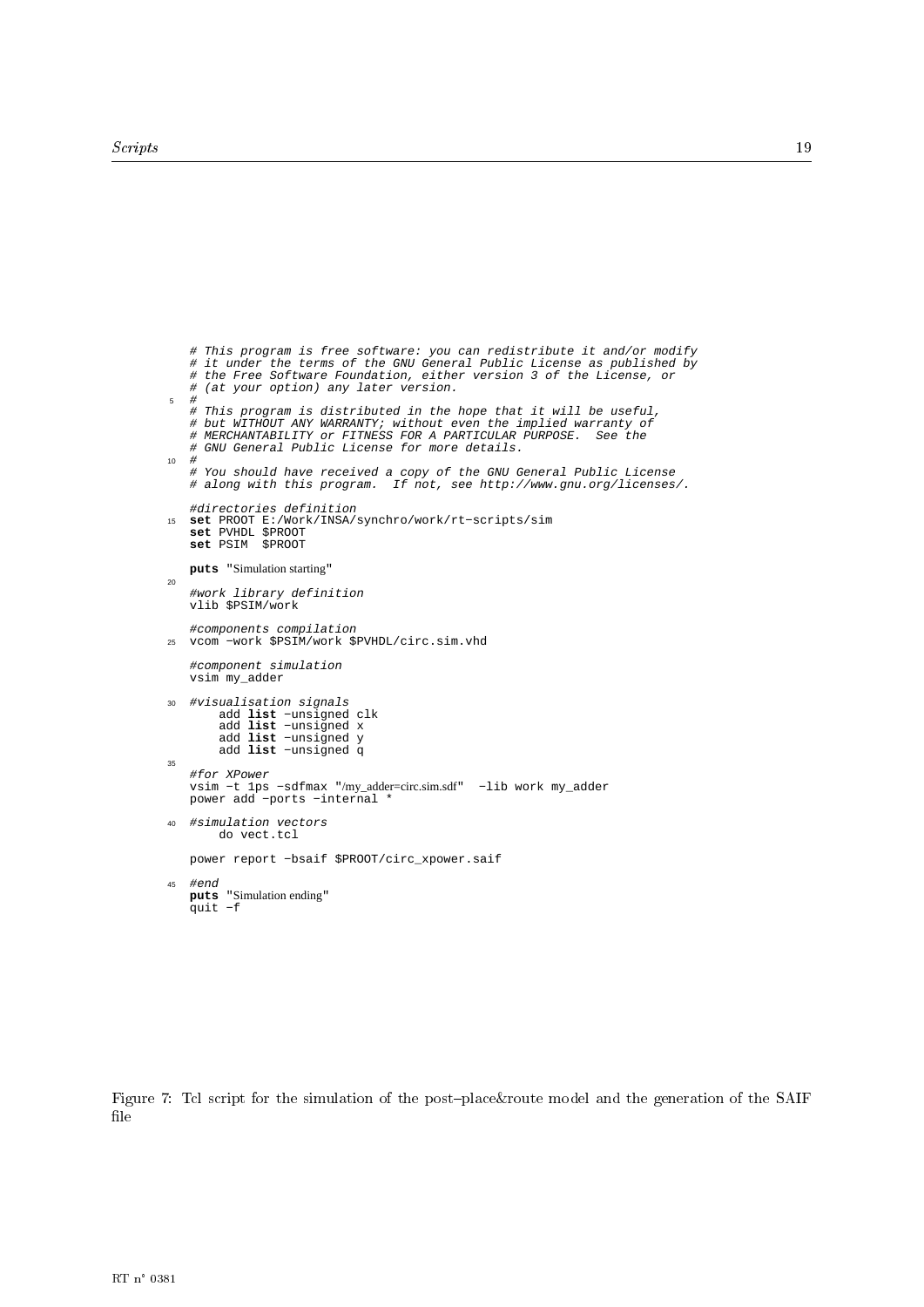```
# This program is free software: you can redistribute it and/or modify
# it under the terms of the GNU General Public License as published by
# the Free Software Foundation, either version 3 of the License, or
# (at your option) any later version.
#
# This program is distributed in the hope that it will be useful,
# but WITHOUT ANY WARRANTY; without even the implied warranty of
# MERCHANTABILITY or FITNESS FOR A PARTICULAR PURPOSE.  See the
# GNU General Public License for more details.
#
# You should have received a copy of the GNU General Public License
# along with this program.  If not, see http://www.gnu.org/licenses/.

#directories definition
set PROOT E:/Work/INSA/synchro/work/rt-scripts/sim
set PVHDL $PROOT
set PSIM  $PROOT

puts "Simulation starting"

#work library definition
vlib $PSIM/work

#components compilation
vcom -work $PSIM/work $PVHDL/circ.sim.vhd

#component simulation
vsim my_adder

#visualisation signals
    add list -unsigned clk
    add list -unsigned x
    add list -unsigned y
    add list -unsigned q

#for XPower
vsim -t 1ps -sdfmax "/my_adder=circ.sim.sdf"  -lib work my_adder
power add -ports -internal *

#simulation vectors
    do vect.tcl

power report -bsaif $PROOT/circ_xpower.saif

#end
puts "Simulation ending"
quit -f
```

Figure 7: Tcl script for the simulation of the post–place&route model and the generation of the SAIF file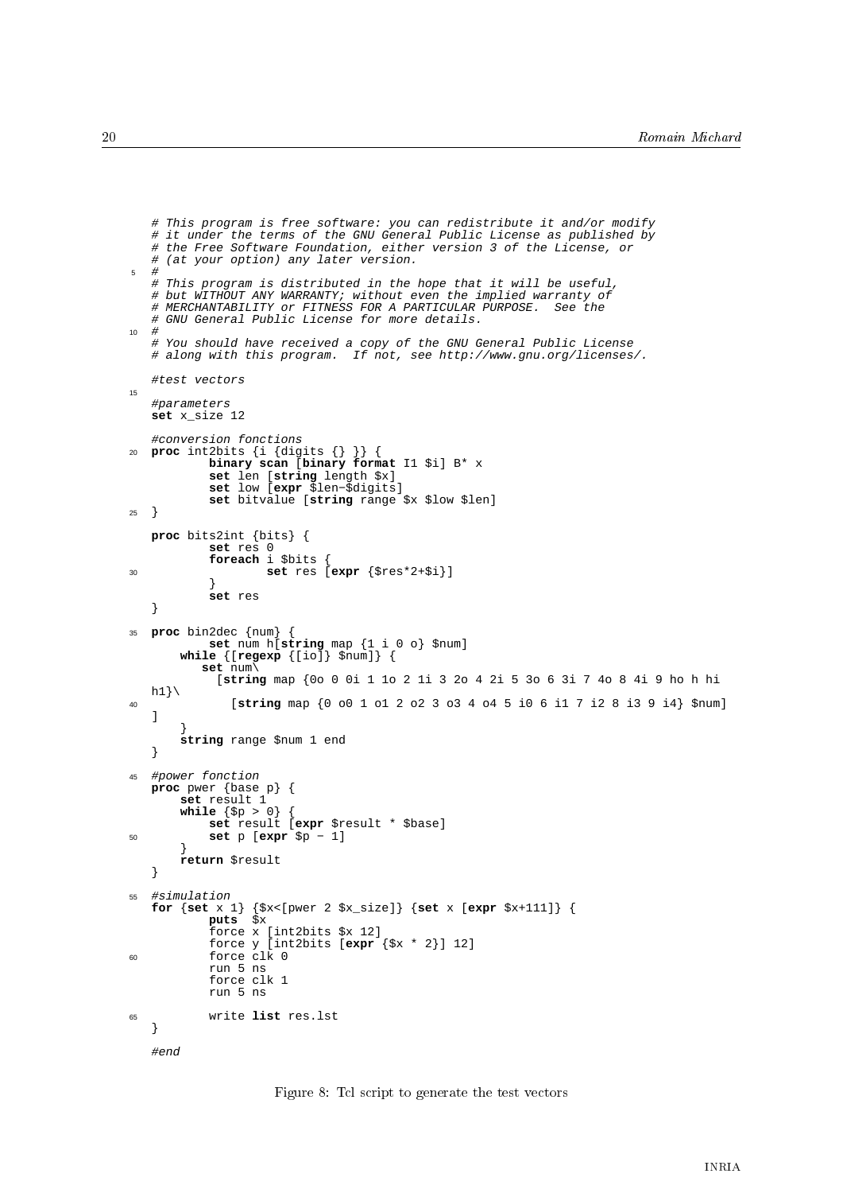```tcl
# This program is free software: you can redistribute it and/or modify
# it under the terms of the GNU General Public License as published by
# the Free Software Foundation, either version 3 of the License, or
# (at your option) any later version.
#
# This program is distributed in the hope that it will be useful,
# but WITHOUT ANY WARRANTY; without even the implied warranty of
# MERCHANTABILITY or FITNESS FOR A PARTICULAR PURPOSE.  See the
# GNU General Public License for more details.
#
# You should have received a copy of the GNU General Public License
# along with this program.  If not, see http://www.gnu.org/licenses/.

#test vectors

#parameters
set x_size 12

#conversion fonctions
proc int2bits {i {digits {} }} {
        binary scan [binary format I1 $i] B* x
        set len [string length $x]
        set low [expr $len-$digits]
        set bitvalue [string range $x $low $len]
}

proc bits2int {bits} {
        set res 0
        foreach i $bits {
                set res [expr {$res*2+$i}]
        }
        set res
}

proc bin2dec {num} {
        set num h[string map {1 i 0 o} $num]
    while {[regexp {[io]} $num]} {
       set num\
        [string map {0o 0 0i 1 1o 2 1i 3 2o 4 2i 5 3o 6 3i 7 4o 8 4i 9 ho h hi
h1}\
           [string map {0 o0 1 o1 2 o2 3 o3 4 o4 5 i0 6 i1 7 i2 8 i3 9 i4} $num]
]
    }
    string range $num 1 end
}

#power fonction
proc pwer {base p} {
    set result 1
    while {$p > 0} {
        set result [expr $result * $base]
        set p [expr $p - 1]
    }
    return $result
}

#simulation
for {set x 1} {$x<[pwer 2 $x_size]} {set x [expr $x+111]} {
        puts  $x
        force x [int2bits $x 12]
        force y [int2bits [expr {$x * 2}] 12]
        force clk 0
        run 5 ns
        force clk 1
        run 5 ns

        write list res.lst
}

#end
```

Figure 8: Tcl script to generate the test vectors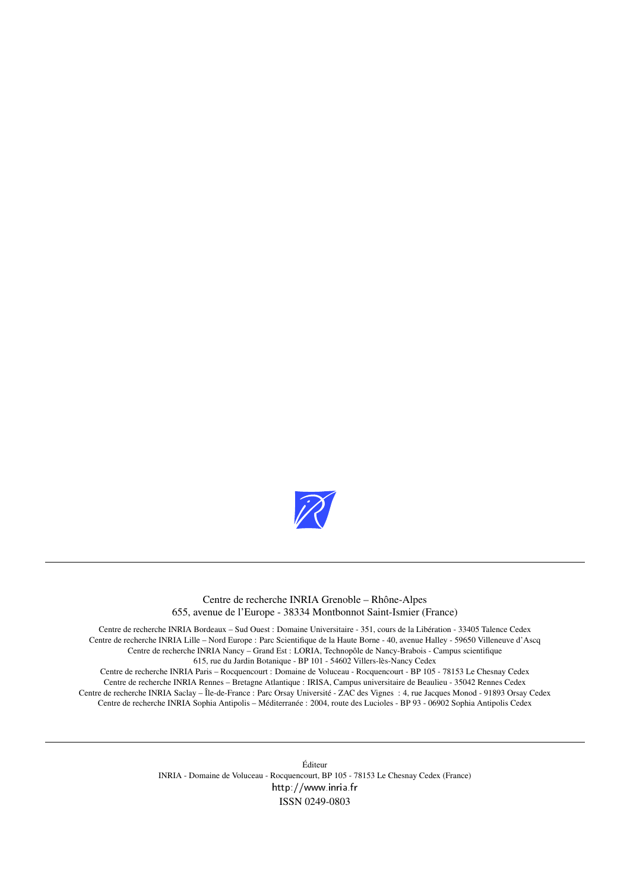Centre de recherche INRIA Grenoble – Rhône-Alpes
655, avenue de l'Europe - 38334 Montbonnot Saint-Ismier (France)

Centre de recherche INRIA Bordeaux – Sud Ouest : Domaine Universitaire - 351, cours de la Libération - 33405 Talence Cedex
Centre de recherche INRIA Lille – Nord Europe : Parc Scientifique de la Haute Borne - 40, avenue Halley - 59650 Villeneuve d'Ascq
Centre de recherche INRIA Nancy – Grand Est : LORIA, Technopôle de Nancy-Brabois - Campus scientifique
615, rue du Jardin Botanique - BP 101 - 54602 Villers-lès-Nancy Cedex
Centre de recherche INRIA Paris – Rocquencourt : Domaine de Voluceau - Rocquencourt - BP 105 - 78153 Le Chesnay Cedex
Centre de recherche INRIA Rennes – Bretagne Atlantique : IRISA, Campus universitaire de Beaulieu - 35042 Rennes Cedex
Centre de recherche INRIA Saclay – Île-de-France : Parc Orsay Université - ZAC des Vignes : 4, rue Jacques Monod - 91893 Orsay Cedex
Centre de recherche INRIA Sophia Antipolis – Méditerranée : 2004, route des Lucioles - BP 93 - 06902 Sophia Antipolis Cedex

Éditeur
INRIA - Domaine de Voluceau - Rocquencourt, BP 105 - 78153 Le Chesnay Cedex (France)
http://www.inria.fr
ISSN 0249-0803